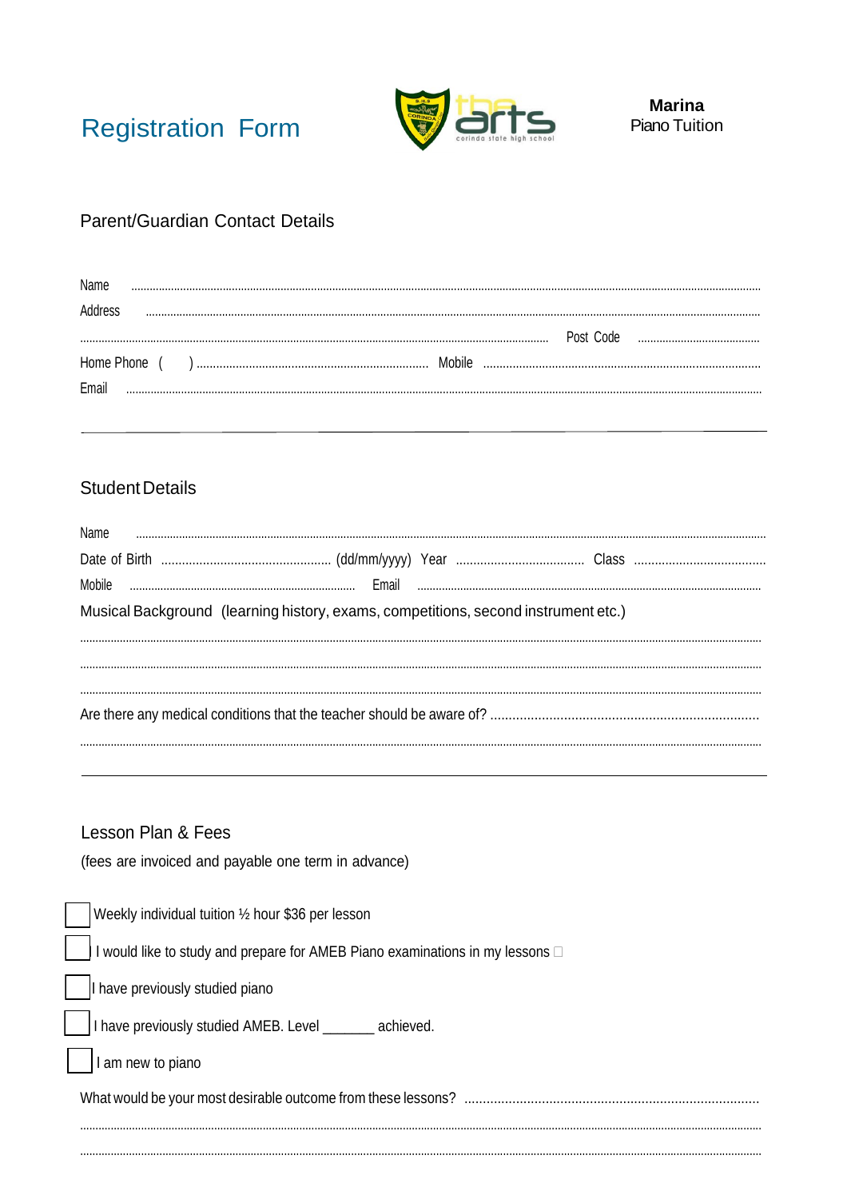# Registration Form

**Marina**
Piano Tuition

## Parent/Guardian Contact Details

Name ..........................................................................................................................................

Address ......................................................................................................................................

.............................................................................................................. Post Code ......................

Home Phone ( ) .................................................... Mobile ...................................................

Email ...........................................................................................................................................

## Student Details

Name ..........................................................................................................................................

Date of Birth ........................................ (dd/mm/yyyy) Year ............................ Class ............................

Mobile ................................................. Email .......................................................................

Musical Background (learning history, exams, competitions, second instrument etc.)

.....................................................................................................................................................

.....................................................................................................................................................

.....................................................................................................................................................

Are there any medical conditions that the teacher should be aware of? ..................................................

.....................................................................................................................................................

## Lesson Plan & Fees

(fees are invoiced and payable one term in advance)

- [ ] Weekly individual tuition ½ hour $36 per lesson
- [ ] I would like to study and prepare for AMEB Piano examinations in my lessons
- [ ] I have previously studied piano
- [ ] I have previously studied AMEB. Level _______ achieved.
- [ ] I am new to piano

What would be your most desirable outcome from these lessons? ..................................................

.....................................................................................................................................................

.....................................................................................................................................................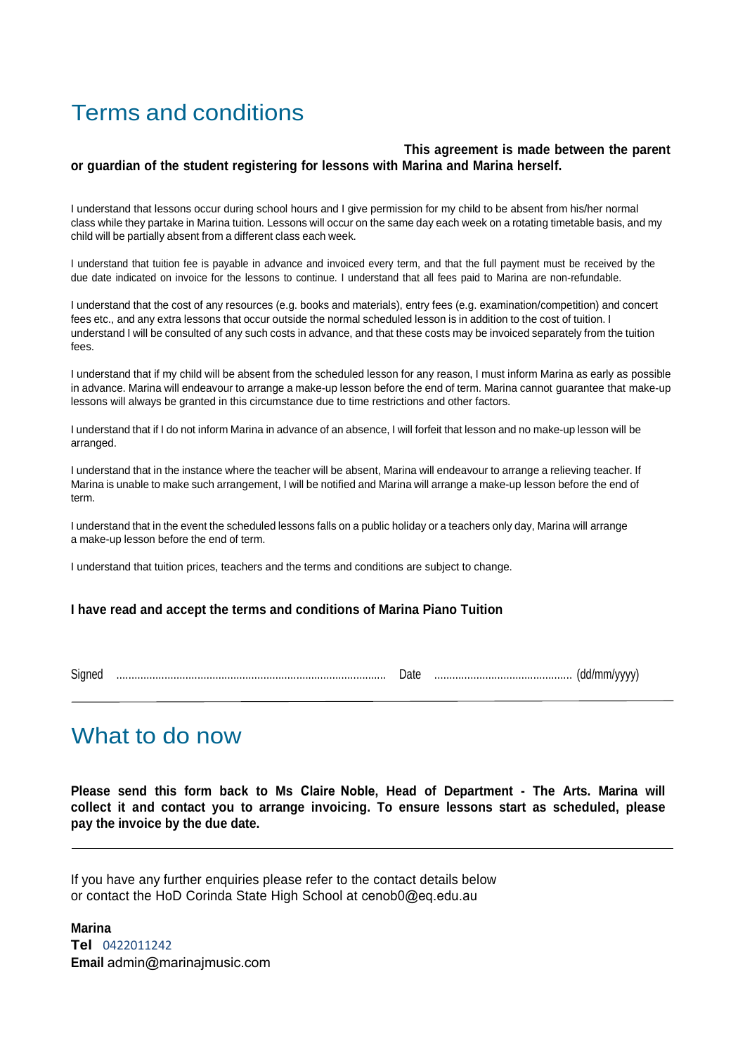# Terms and conditions

**This agreement is made between the parent or guardian of the student registering for lessons with Marina and Marina herself.**

I understand that lessons occur during school hours and I give permission for my child to be absent from his/her normal class while they partake in Marina tuition. Lessons will occur on the same day each week on a rotating timetable basis, and my child will be partially absent from a different class each week.

I understand that tuition fee is payable in advance and invoiced every term, and that the full payment must be received by the due date indicated on invoice for the lessons to continue. I understand that all fees paid to Marina are non-refundable.

I understand that the cost of any resources (e.g. books and materials), entry fees (e.g. examination/competition) and concert fees etc., and any extra lessons that occur outside the normal scheduled lesson is in addition to the cost of tuition. I understand I will be consulted of any such costs in advance, and that these costs may be invoiced separately from the tuition fees.

I understand that if my child will be absent from the scheduled lesson for any reason, I must inform Marina as early as possible in advance. Marina will endeavour to arrange a make-up lesson before the end of term. Marina cannot guarantee that make-up lessons will always be granted in this circumstance due to time restrictions and other factors.

I understand that if I do not inform Marina in advance of an absence, I will forfeit that lesson and no make-up lesson will be arranged.

I understand that in the instance where the teacher will be absent, Marina will endeavour to arrange a relieving teacher. If Marina is unable to make such arrangement, I will be notified and Marina will arrange a make-up lesson before the end of term.

I understand that in the event the scheduled lessons falls on a public holiday or a teachers only day, Marina will arrange a make-up lesson before the end of term.

I understand that tuition prices, teachers and the terms and conditions are subject to change.

**I have read and accept the terms and conditions of Marina Piano Tuition**

Signed ........................................................................................ Date ............................................. (dd/mm/yyyy)

---

# What to do now

**Please send this form back to Ms Claire Noble, Head of Department - The Arts. Marina will collect it and contact you to arrange invoicing. To ensure lessons start as scheduled, please pay the invoice by the due date.**

---

If you have any further enquiries please refer to the contact details below
or contact the HoD Corinda State High School at cenob0@eq.edu.au

**Marina**
**Tel** 0422011242
**Email** admin@marinajmusic.com